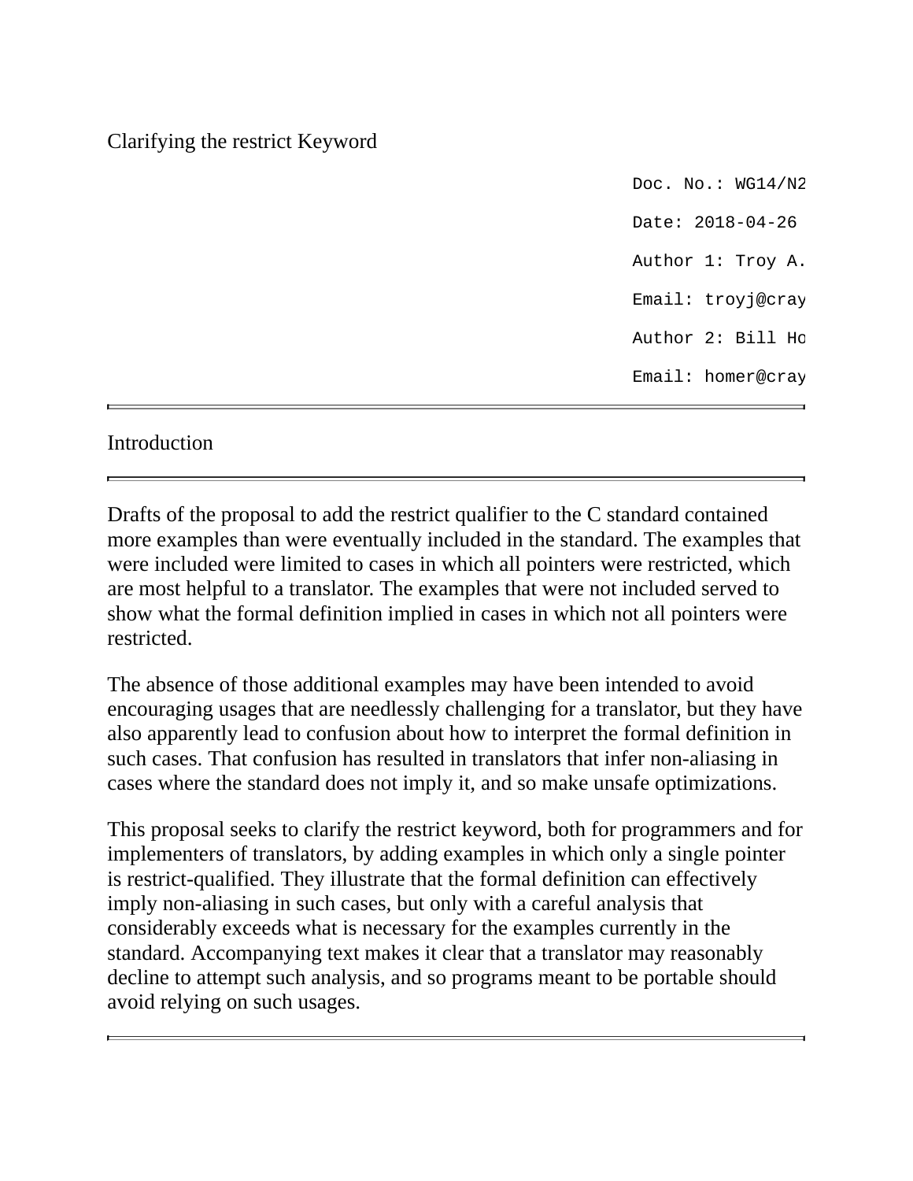# Clarifying the restrict Keyword

Doc. No.: WG14/N2

Date: 2018-04-26

Author 1: Troy A.

Email: troyj@cray

Author 2: Bill Ho

Email: homer@cray

---

## Introduction

---

Drafts of the proposal to add the restrict qualifier to the C standard contained more examples than were eventually included in the standard. The examples that were included were limited to cases in which all pointers were restricted, which are most helpful to a translator. The examples that were not included served to show what the formal definition implied in cases in which not all pointers were restricted.

The absence of those additional examples may have been intended to avoid encouraging usages that are needlessly challenging for a translator, but they have also apparently lead to confusion about how to interpret the formal definition in such cases. That confusion has resulted in translators that infer non-aliasing in cases where the standard does not imply it, and so make unsafe optimizations.

This proposal seeks to clarify the restrict keyword, both for programmers and for implementers of translators, by adding examples in which only a single pointer is restrict-qualified. They illustrate that the formal definition can effectively imply non-aliasing in such cases, but only with a careful analysis that considerably exceeds what is necessary for the examples currently in the standard. Accompanying text makes it clear that a translator may reasonably decline to attempt such analysis, and so programs meant to be portable should avoid relying on such usages.

---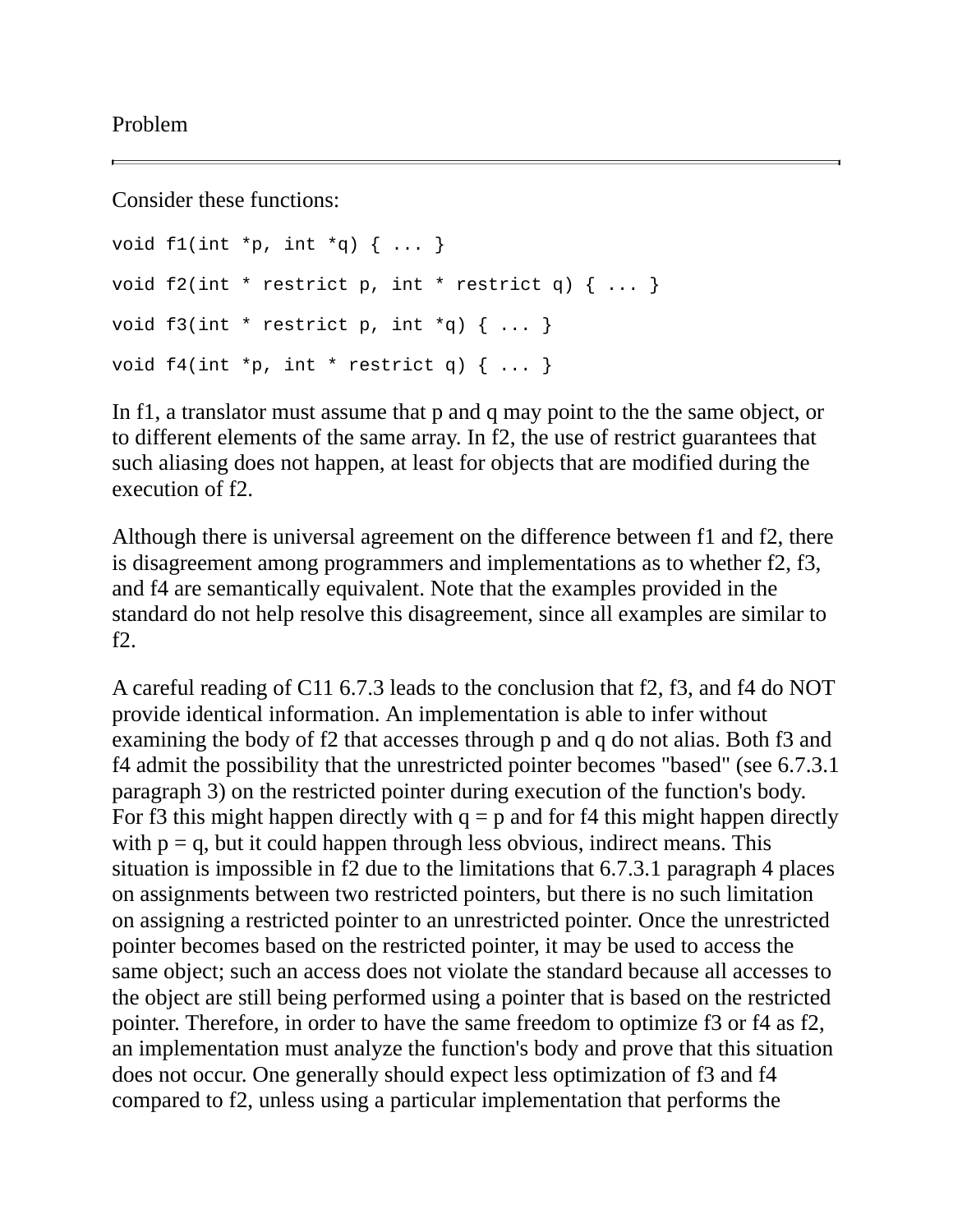## Problem

---

Consider these functions:

```
void f1(int *p, int *q) { ... }

void f2(int * restrict p, int * restrict q) { ... }

void f3(int * restrict p, int *q) { ... }

void f4(int *p, int * restrict q) { ... }
```

In f1, a translator must assume that p and q may point to the the same object, or to different elements of the same array. In f2, the use of restrict guarantees that such aliasing does not happen, at least for objects that are modified during the execution of f2.

Although there is universal agreement on the difference between f1 and f2, there is disagreement among programmers and implementations as to whether f2, f3, and f4 are semantically equivalent. Note that the examples provided in the standard do not help resolve this disagreement, since all examples are similar to f2.

A careful reading of C11 6.7.3 leads to the conclusion that f2, f3, and f4 do NOT provide identical information. An implementation is able to infer without examining the body of f2 that accesses through p and q do not alias. Both f3 and f4 admit the possibility that the unrestricted pointer becomes "based" (see 6.7.3.1 paragraph 3) on the restricted pointer during execution of the function's body. For f3 this might happen directly with q = p and for f4 this might happen directly with p = q, but it could happen through less obvious, indirect means. This situation is impossible in f2 due to the limitations that 6.7.3.1 paragraph 4 places on assignments between two restricted pointers, but there is no such limitation on assigning a restricted pointer to an unrestricted pointer. Once the unrestricted pointer becomes based on the restricted pointer, it may be used to access the same object; such an access does not violate the standard because all accesses to the object are still being performed using a pointer that is based on the restricted pointer. Therefore, in order to have the same freedom to optimize f3 or f4 as f2, an implementation must analyze the function's body and prove that this situation does not occur. One generally should expect less optimization of f3 and f4 compared to f2, unless using a particular implementation that performs the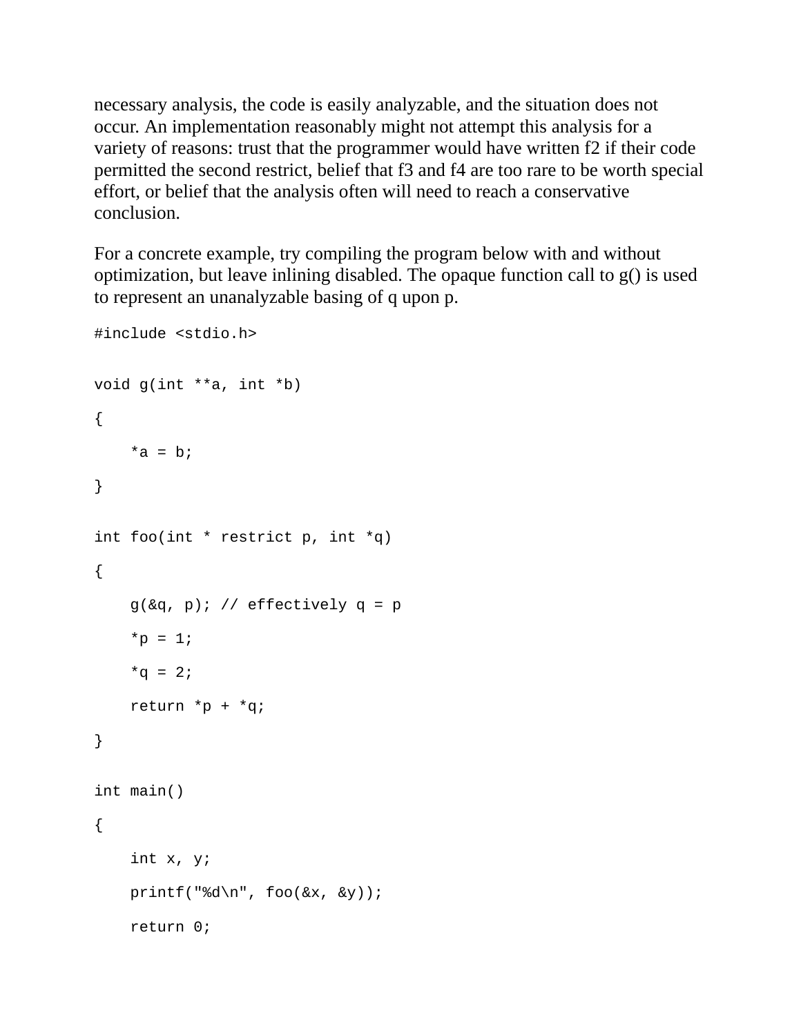necessary analysis, the code is easily analyzable, and the situation does not occur. An implementation reasonably might not attempt this analysis for a variety of reasons: trust that the programmer would have written f2 if their code permitted the second restrict, belief that f3 and f4 are too rare to be worth special effort, or belief that the analysis often will need to reach a conservative conclusion.

For a concrete example, try compiling the program below with and without optimization, but leave inlining disabled. The opaque function call to g() is used to represent an unanalyzable basing of q upon p.

```
#include <stdio.h>

void g(int **a, int *b)
{
    *a = b;
}

int foo(int * restrict p, int *q)
{
    g(&q, p); // effectively q = p
    *p = 1;
    *q = 2;
    return *p + *q;
}

int main()
{
    int x, y;
    printf("%d\n", foo(&x, &y));
    return 0;
```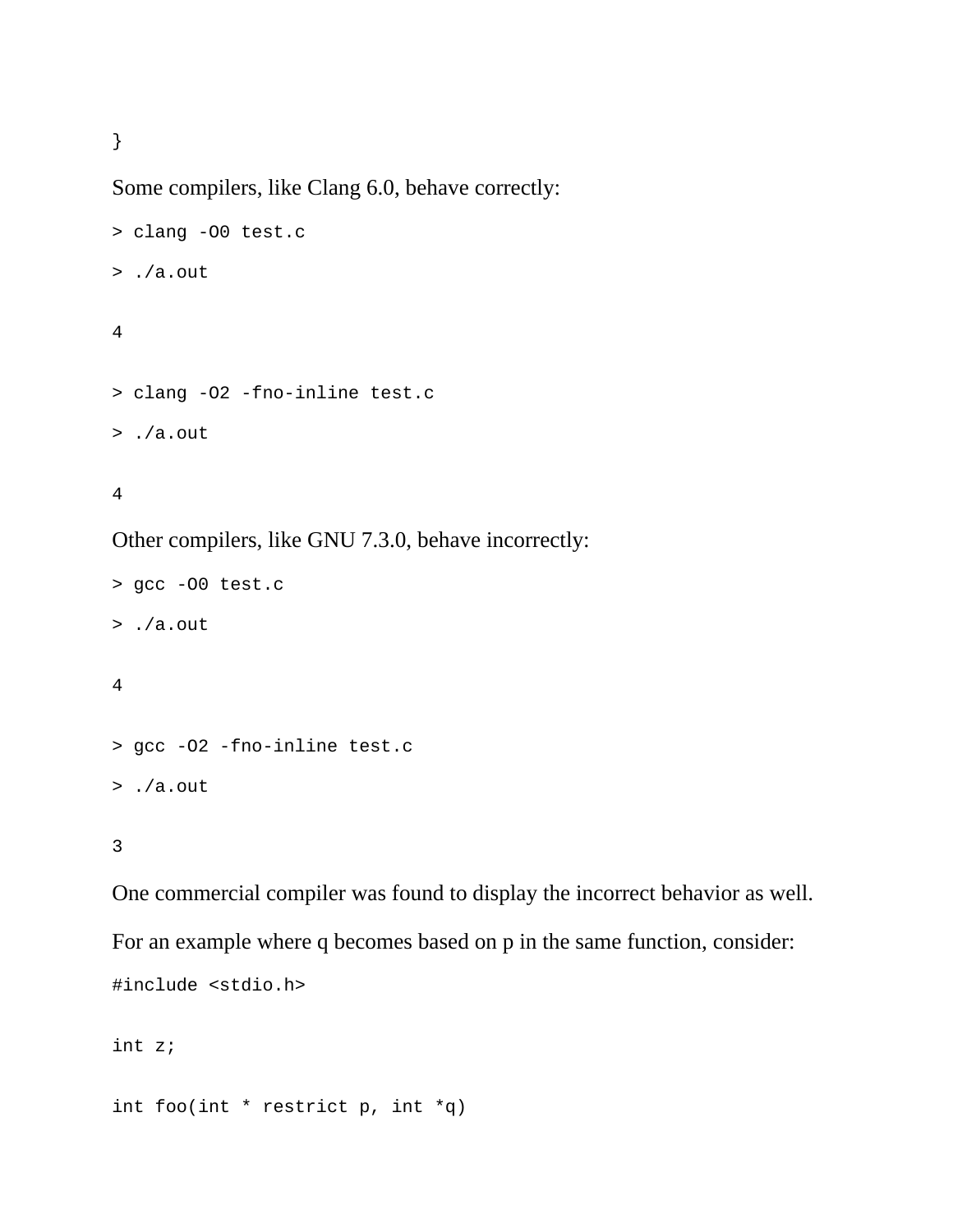```
}
```

Some compilers, like Clang 6.0, behave correctly:

```
> clang -O0 test.c
> ./a.out

4

> clang -O2 -fno-inline test.c
> ./a.out

4
```

Other compilers, like GNU 7.3.0, behave incorrectly:

```
> gcc -O0 test.c
> ./a.out

4

> gcc -O2 -fno-inline test.c
> ./a.out

3
```

One commercial compiler was found to display the incorrect behavior as well.

For an example where q becomes based on p in the same function, consider:

```
#include <stdio.h>

int z;

int foo(int * restrict p, int *q)
```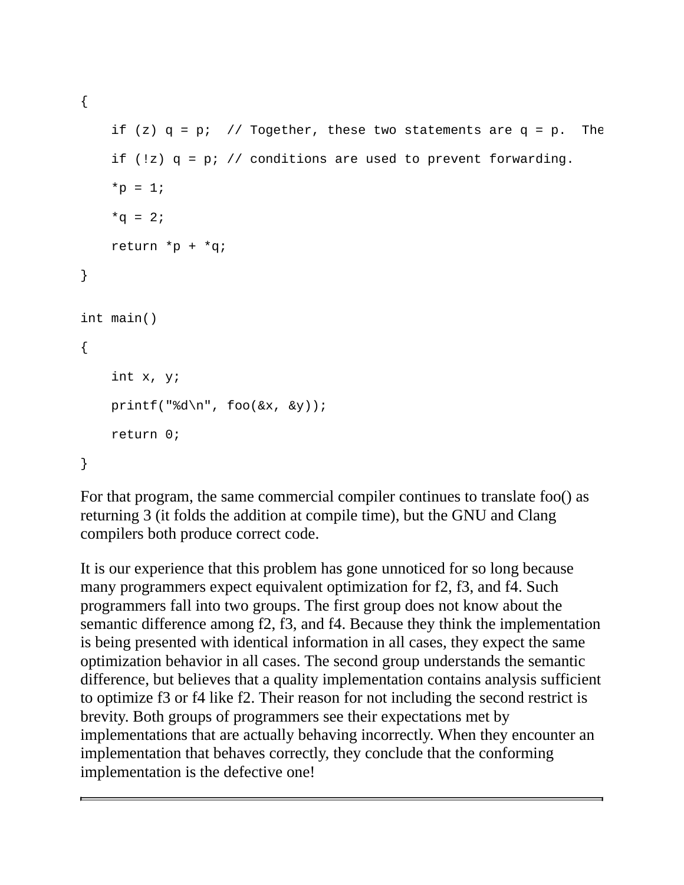```
{
    if (z) q = p;  // Together, these two statements are q = p.  The
    if (!z) q = p; // conditions are used to prevent forwarding.
    *p = 1;
    *q = 2;
    return *p + *q;
}

int main()
{
    int x, y;
    printf("%d\n", foo(&x, &y));
    return 0;
}
```

For that program, the same commercial compiler continues to translate foo() as returning 3 (it folds the addition at compile time), but the GNU and Clang compilers both produce correct code.

It is our experience that this problem has gone unnoticed for so long because many programmers expect equivalent optimization for f2, f3, and f4. Such programmers fall into two groups. The first group does not know about the semantic difference among f2, f3, and f4. Because they think the implementation is being presented with identical information in all cases, they expect the same optimization behavior in all cases. The second group understands the semantic difference, but believes that a quality implementation contains analysis sufficient to optimize f3 or f4 like f2. Their reason for not including the second restrict is brevity. Both groups of programmers see their expectations met by implementations that are actually behaving incorrectly. When they encounter an implementation that behaves correctly, they conclude that the conforming implementation is the defective one!

---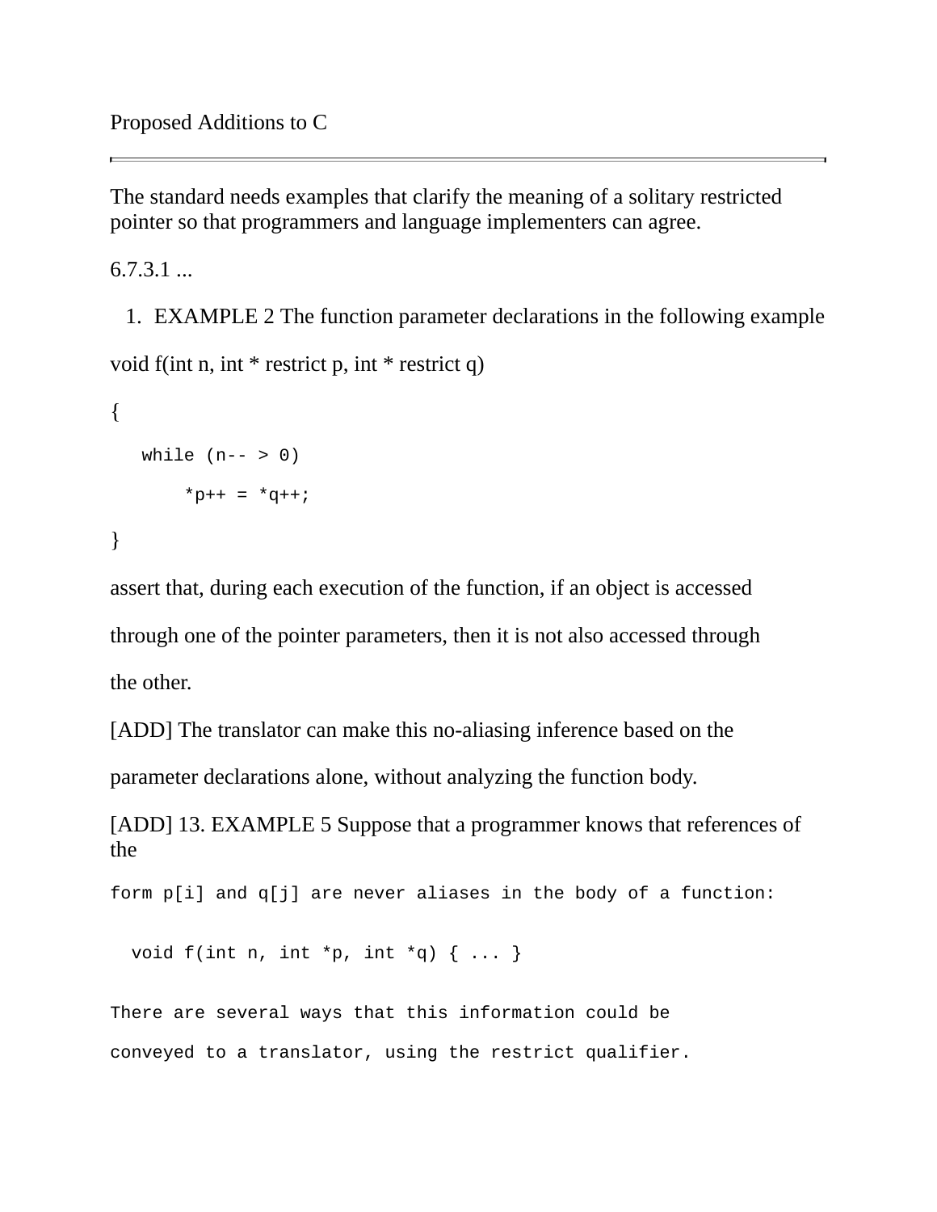Proposed Additions to C

---

The standard needs examples that clarify the meaning of a solitary restricted pointer so that programmers and language implementers can agree.

6.7.3.1 ...

1. EXAMPLE 2 The function parameter declarations in the following example

```
void f(int n, int * restrict p, int * restrict q)
{
   while (n-- > 0)
        *p++ = *q++;
}
```

assert that, during each execution of the function, if an object is accessed through one of the pointer parameters, then it is not also accessed through the other.

[ADD] The translator can make this no-aliasing inference based on the parameter declarations alone, without analyzing the function body.

[ADD] 13. EXAMPLE 5 Suppose that a programmer knows that references of the

```
form p[i] and q[j] are never aliases in the body of a function:

  void f(int n, int *p, int *q) { ... }

There are several ways that this information could be
conveyed to a translator, using the restrict qualifier.
```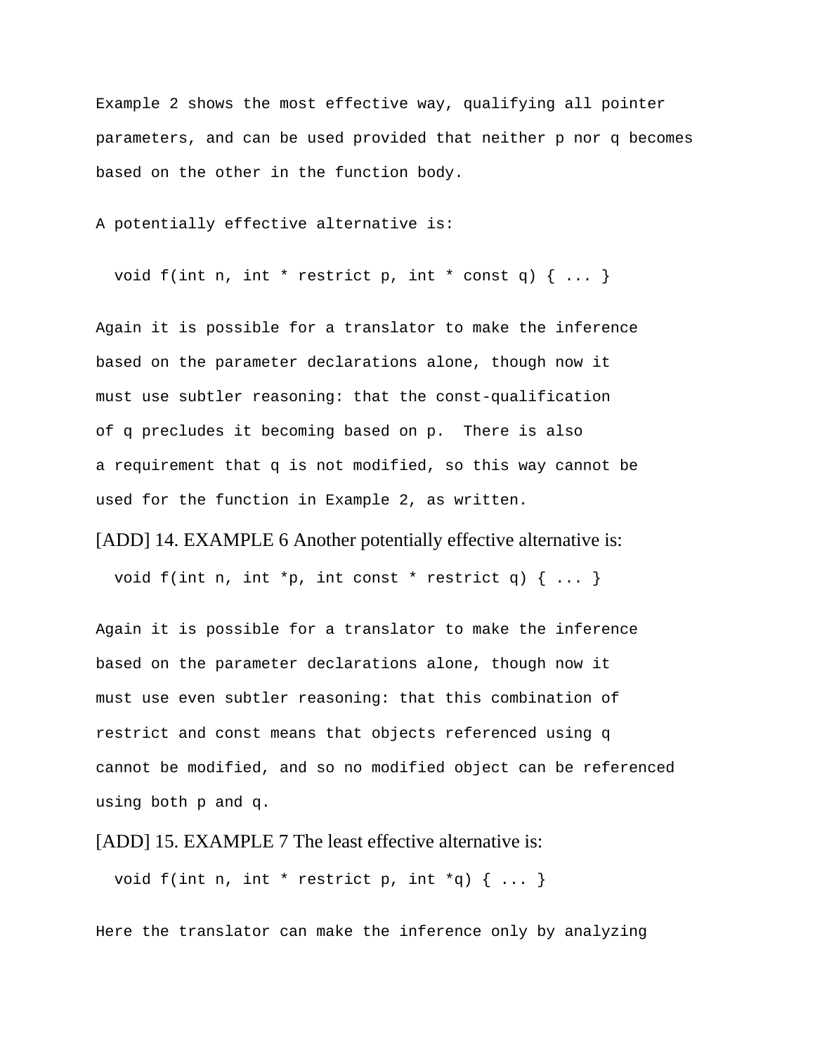Example 2 shows the most effective way, qualifying all pointer parameters, and can be used provided that neither p nor q becomes based on the other in the function body.

A potentially effective alternative is:

```
void f(int n, int * restrict p, int * const q) { ... }
```

Again it is possible for a translator to make the inference based on the parameter declarations alone, though now it must use subtler reasoning: that the const-qualification of q precludes it becoming based on p. There is also a requirement that q is not modified, so this way cannot be used for the function in Example 2, as written.

[ADD] 14. EXAMPLE 6 Another potentially effective alternative is:

```
void f(int n, int *p, int const * restrict q) { ... }
```

Again it is possible for a translator to make the inference based on the parameter declarations alone, though now it must use even subtler reasoning: that this combination of restrict and const means that objects referenced using q cannot be modified, and so no modified object can be referenced using both p and q.

[ADD] 15. EXAMPLE 7 The least effective alternative is:

```
void f(int n, int * restrict p, int *q) { ... }
```

Here the translator can make the inference only by analyzing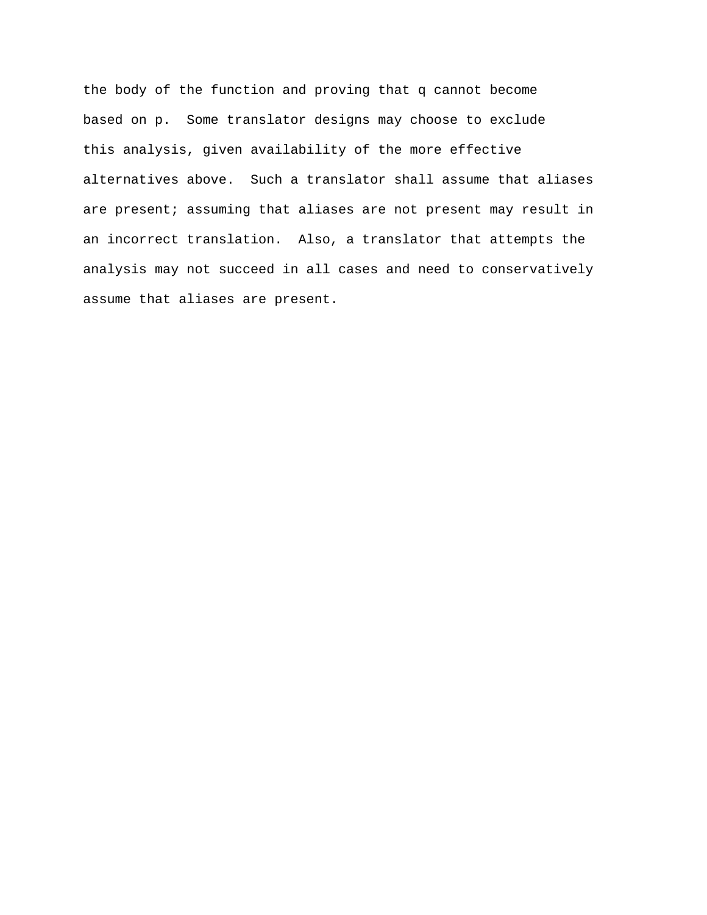the body of the function and proving that q cannot become based on p. Some translator designs may choose to exclude this analysis, given availability of the more effective alternatives above. Such a translator shall assume that aliases are present; assuming that aliases are not present may result in an incorrect translation. Also, a translator that attempts the analysis may not succeed in all cases and need to conservatively assume that aliases are present.